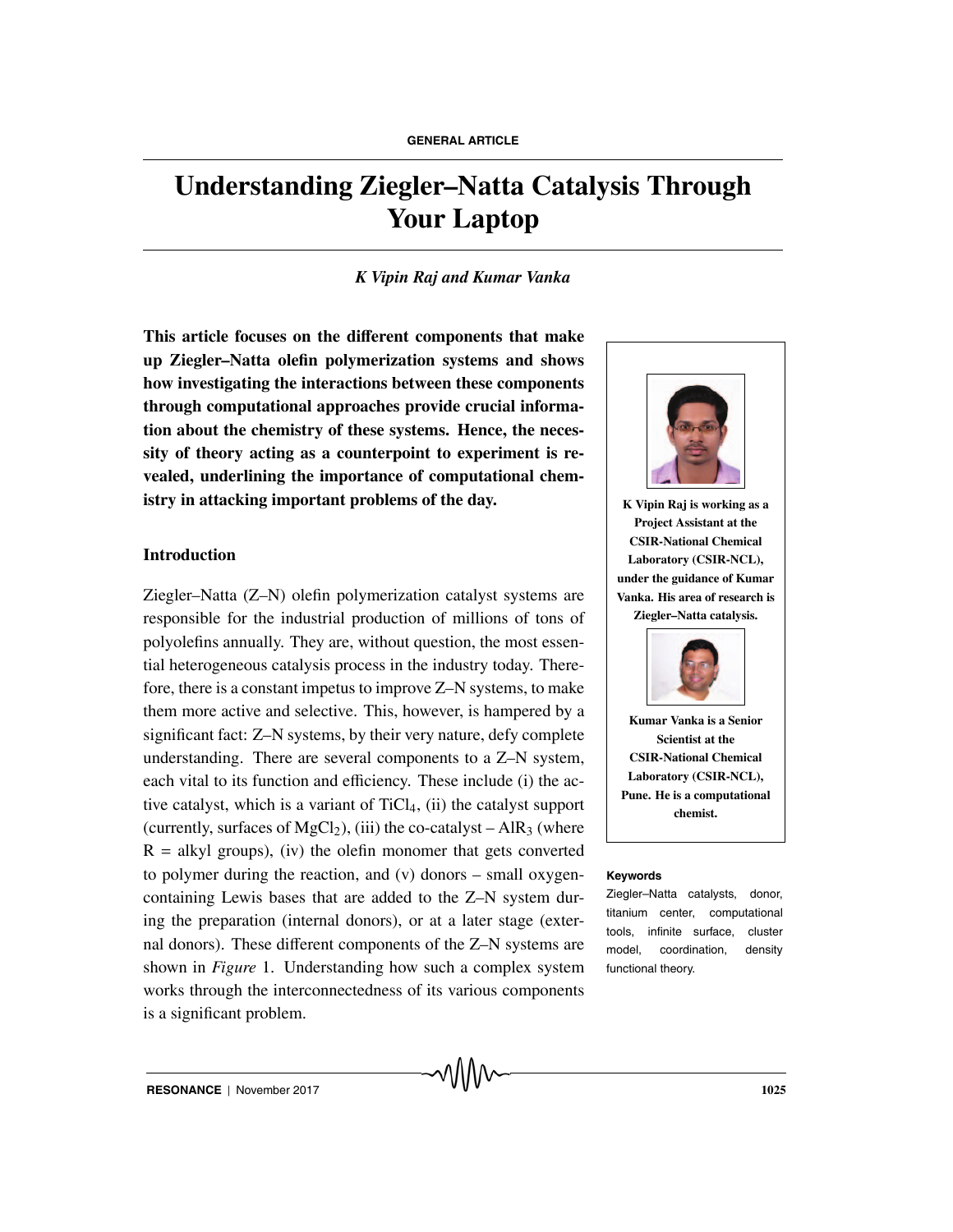GENERAL ARTICLE

# Understanding Ziegler–Natta Catalysis Through Your Laptop

*K Vipin Raj and Kumar Vanka*

**This article focuses on the different components that make up Ziegler–Natta olefin polymerization systems and shows how investigating the interactions between these components through computational approaches provide crucial information about the chemistry of these systems. Hence, the necessity of theory acting as a counterpoint to experiment is revealed, underlining the importance of computational chemistry in attacking important problems of the day.**

**K Vipin Raj is working as a Project Assistant at the CSIR-National Chemical Laboratory (CSIR-NCL), under the guidance of Kumar Vanka. His area of research is Ziegler–Natta catalysis.**

**Kumar Vanka is a Senior Scientist at the CSIR-National Chemical Laboratory (CSIR-NCL), Pune. He is a computational chemist.**

**Keywords**

Ziegler–Natta catalysts, donor, titanium center, computational tools, infinite surface, cluster model, coordination, density functional theory.

## Introduction

Ziegler–Natta (Z–N) olefin polymerization catalyst systems are responsible for the industrial production of millions of tons of polyolefins annually. They are, without question, the most essential heterogeneous catalysis process in the industry today. Therefore, there is a constant impetus to improve Z–N systems, to make them more active and selective. This, however, is hampered by a significant fact: Z–N systems, by their very nature, defy complete understanding. There are several components to a Z–N system, each vital to its function and efficiency. These include (i) the active catalyst, which is a variant of $TiCl_4$, (ii) the catalyst support (currently, surfaces of $MgCl_2$), (iii) the co-catalyst – $AlR_3$ (where R = alkyl groups), (iv) the olefin monomer that gets converted to polymer during the reaction, and (v) donors – small oxygen-containing Lewis bases that are added to the Z–N system during the preparation (internal donors), or at a later stage (external donors). These different components of the Z–N systems are shown in *Figure* 1. Understanding how such a complex system works through the interconnectedness of its various components is a significant problem.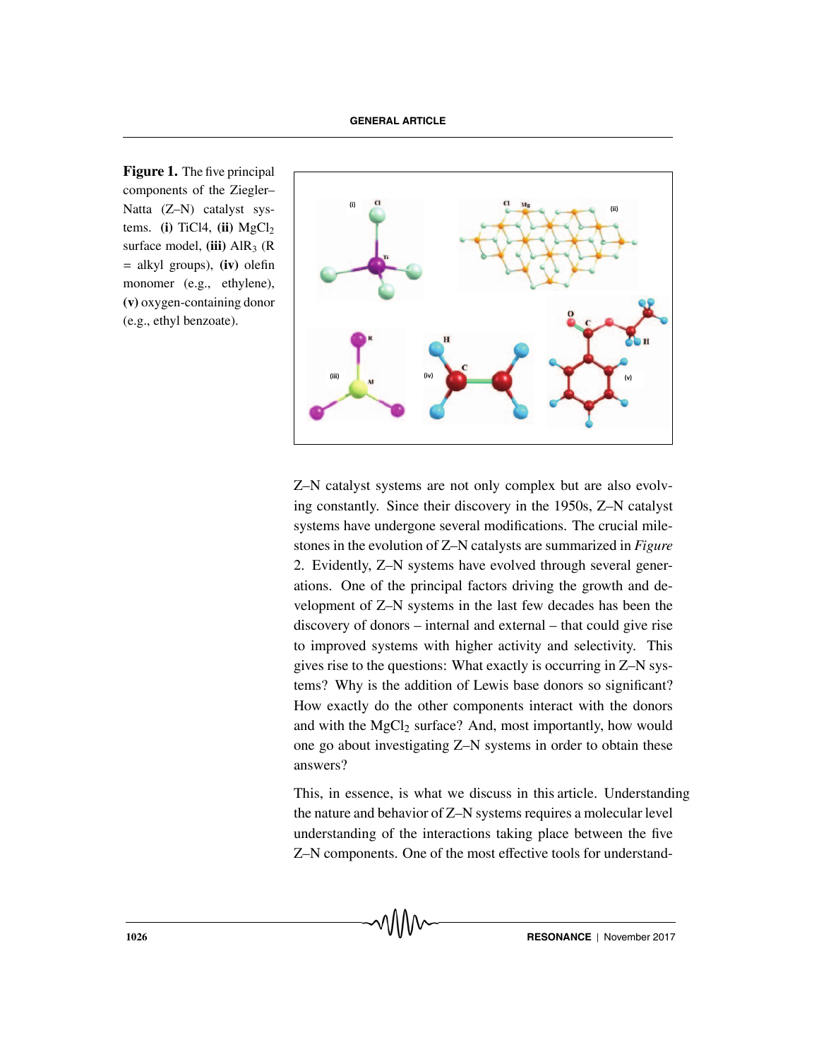**Figure 1.** The five principal components of the Ziegler–Natta (Z–N) catalyst systems. **(i)** TiCl4, **(ii)** $MgCl_2$ surface model, **(iii)** $AlR_3$ (R = alkyl groups), **(iv)** olefin monomer (e.g., ethylene), **(v)** oxygen-containing donor (e.g., ethyl benzoate).

Z–N catalyst systems are not only complex but are also evolving constantly. Since their discovery in the 1950s, Z–N catalyst systems have undergone several modifications. The crucial milestones in the evolution of Z–N catalysts are summarized in *Figure* 2. Evidently, Z–N systems have evolved through several generations. One of the principal factors driving the growth and development of Z–N systems in the last few decades has been the discovery of donors – internal and external – that could give rise to improved systems with higher activity and selectivity. This gives rise to the questions: What exactly is occurring in Z–N systems? Why is the addition of Lewis base donors so significant? How exactly do the other components interact with the donors and with the $MgCl_2$ surface? And, most importantly, how would one go about investigating Z–N systems in order to obtain these answers?

This, in essence, is what we discuss in this article. Understanding the nature and behavior of Z–N systems requires a molecular level understanding of the interactions taking place between the five Z–N components. One of the most effective tools for understand-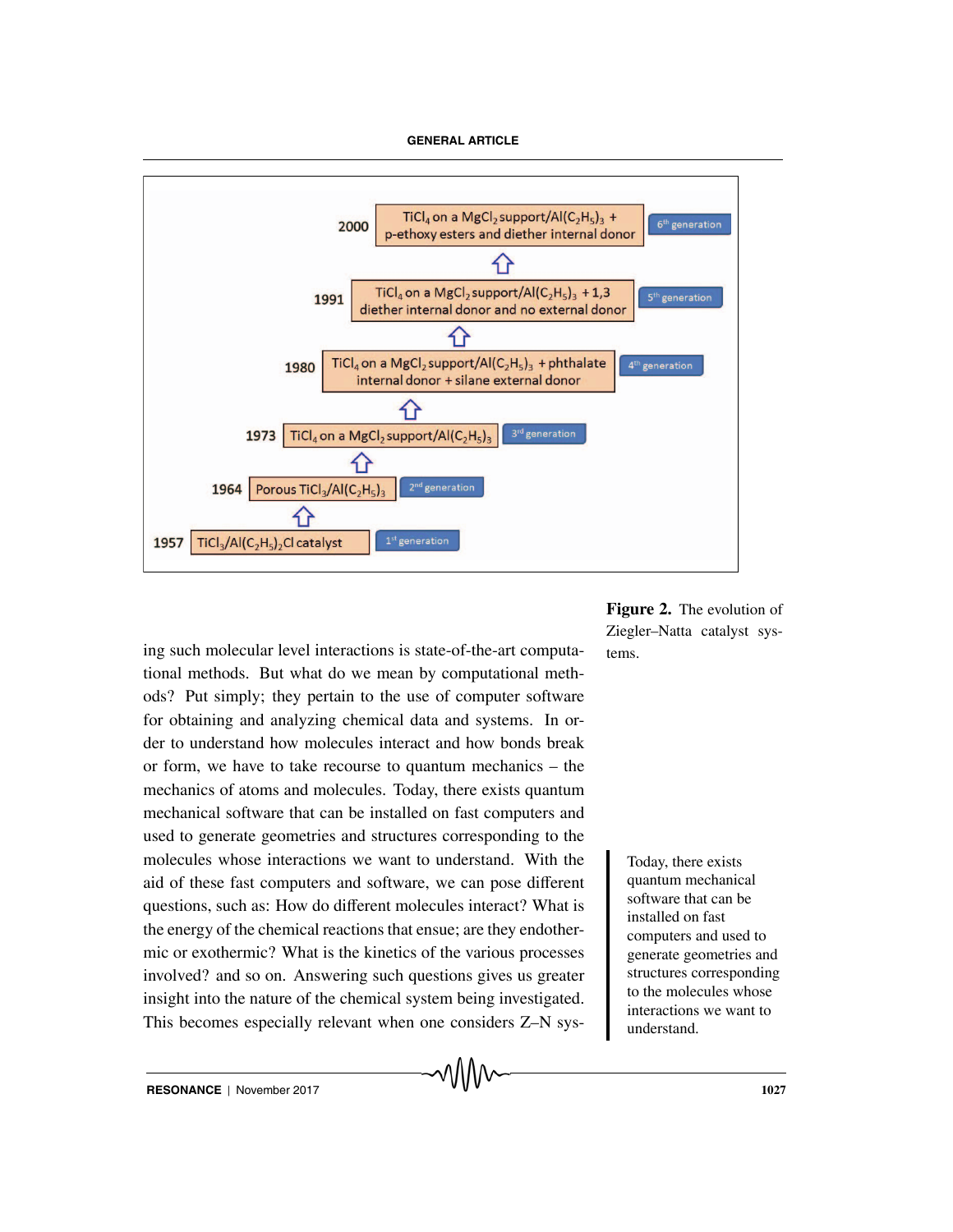| Year | Catalyst system | Generation |
|---|---|---|
| 2000 | $TiCl_4$ on a $MgCl_2$ support/$Al(C_2H_5)_3$ + p-ethoxy esters and diether internal donor | $6^{th}$ generation |
| 1991 | $TiCl_4$ on a $MgCl_2$ support/$Al(C_2H_5)_3$ + 1,3 diether internal donor and no external donor | $5^{th}$ generation |
| 1980 | $TiCl_4$ on a $MgCl_2$ support/$Al(C_2H_5)_3$ + phthalate internal donor + silane external donor | $4^{th}$ generation |
| 1973 | $TiCl_4$ on a $MgCl_2$ support/$Al(C_2H_5)_3$ | $3^{rd}$ generation |
| 1964 | Porous $TiCl_3$/$Al(C_2H_5)_3$ | $2^{nd}$ generation |
| 1957 | $TiCl_3$/$Al(C_2H_5)_2Cl$ catalyst | $1^{st}$ generation |

**Figure 2.** The evolution of Ziegler–Natta catalyst systems.

ing such molecular level interactions is state-of-the-art computational methods. But what do we mean by computational methods? Put simply; they pertain to the use of computer software for obtaining and analyzing chemical data and systems. In order to understand how molecules interact and how bonds break or form, we have to take recourse to quantum mechanics – the mechanics of atoms and molecules. Today, there exists quantum mechanical software that can be installed on fast computers and used to generate geometries and structures corresponding to the molecules whose interactions we want to understand. With the aid of these fast computers and software, we can pose different questions, such as: How do different molecules interact? What is the energy of the chemical reactions that ensue; are they endothermic or exothermic? What is the kinetics of the various processes involved? and so on. Answering such questions gives us greater insight into the nature of the chemical system being investigated. This becomes especially relevant when one considers Z–N sys-

> Today, there exists quantum mechanical software that can be installed on fast computers and used to generate geometries and structures corresponding to the molecules whose interactions we want to understand.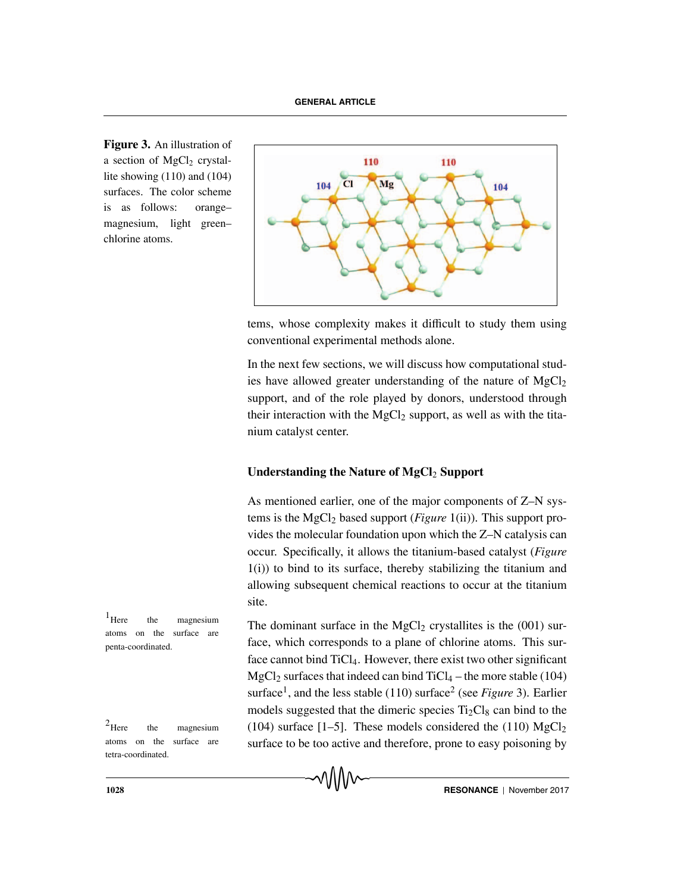**Figure 3.** An illustration of a section of $MgCl_2$ crystallite showing (110) and (104) surfaces. The color scheme is as follows: orange–magnesium, light green–chlorine atoms.

tems, whose complexity makes it difficult to study them using conventional experimental methods alone.

In the next few sections, we will discuss how computational studies have allowed greater understanding of the nature of $MgCl_2$ support, and of the role played by donors, understood through their interaction with the $MgCl_2$ support, as well as with the titanium catalyst center.

## Understanding the Nature of $MgCl_2$ Support

As mentioned earlier, one of the major components of Z–N systems is the $MgCl_2$ based support (*Figure* 1(ii)). This support provides the molecular foundation upon which the Z–N catalysis can occur. Specifically, it allows the titanium-based catalyst (*Figure* 1(i)) to bind to its surface, thereby stabilizing the titanium and allowing subsequent chemical reactions to occur at the titanium site.

The dominant surface in the $MgCl_2$ crystallites is the (001) surface, which corresponds to a plane of chlorine atoms. This surface cannot bind $TiCl_4$. However, there exist two other significant $MgCl_2$ surfaces that indeed can bind $TiCl_4$ – the more stable (104) surface[1], and the less stable (110) surface[2] (see *Figure* 3). Earlier models suggested that the dimeric species $Ti_2Cl_8$ can bind to the (104) surface [1–5]. These models considered the (110) $MgCl_2$ surface to be too active and therefore, prone to easy poisoning by

[1] Here the magnesium atoms on the surface are penta-coordinated.

[2] Here the magnesium atoms on the surface are tetra-coordinated.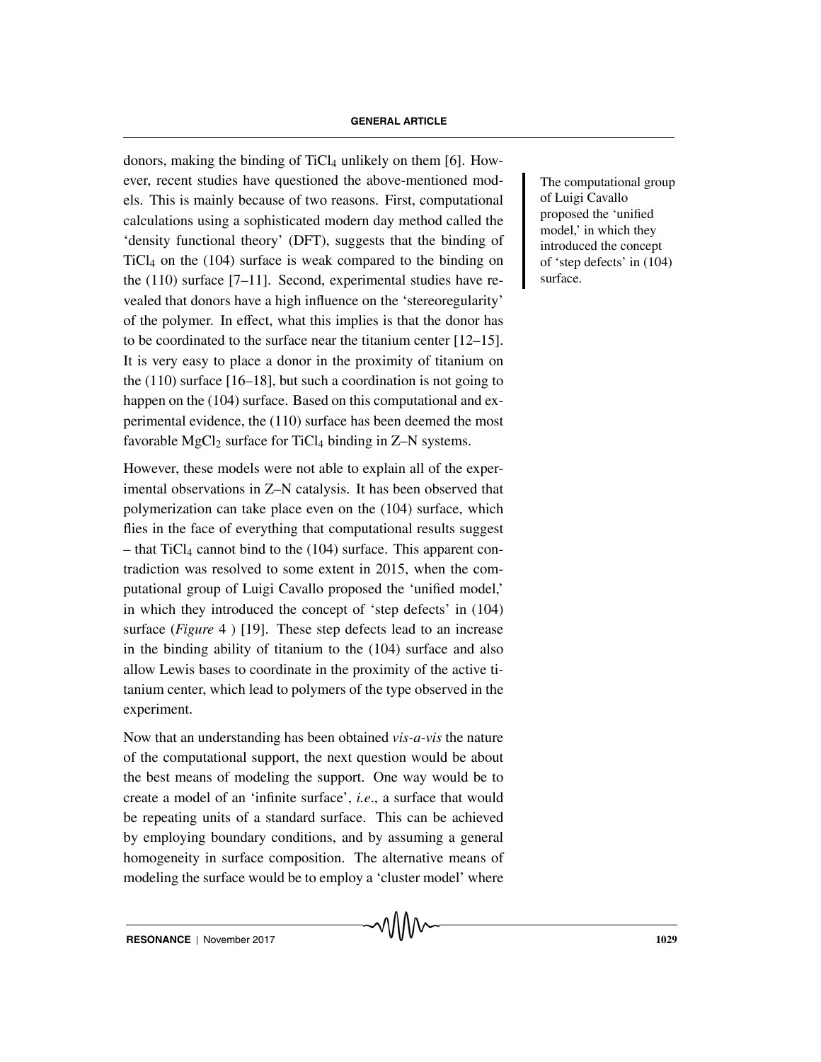donors, making the binding of $TiCl_4$ unlikely on them [6]. However, recent studies have questioned the above-mentioned models. This is mainly because of two reasons. First, computational calculations using a sophisticated modern day method called the 'density functional theory' (DFT), suggests that the binding of $TiCl_4$ on the (104) surface is weak compared to the binding on the (110) surface [7–11]. Second, experimental studies have revealed that donors have a high influence on the 'stereoregularity' of the polymer. In effect, what this implies is that the donor has to be coordinated to the surface near the titanium center [12–15]. It is very easy to place a donor in the proximity of titanium on the (110) surface [16–18], but such a coordination is not going to happen on the (104) surface. Based on this computational and experimental evidence, the (110) surface has been deemed the most favorable $MgCl_2$ surface for $TiCl_4$ binding in Z–N systems.

The computational group of Luigi Cavallo proposed the 'unified model,' in which they introduced the concept of 'step defects' in (104) surface.

However, these models were not able to explain all of the experimental observations in Z–N catalysis. It has been observed that polymerization can take place even on the (104) surface, which flies in the face of everything that computational results suggest – that $TiCl_4$ cannot bind to the (104) surface. This apparent contradiction was resolved to some extent in 2015, when the computational group of Luigi Cavallo proposed the 'unified model,' in which they introduced the concept of 'step defects' in (104) surface (*Figure* 4 ) [19]. These step defects lead to an increase in the binding ability of titanium to the (104) surface and also allow Lewis bases to coordinate in the proximity of the active titanium center, which lead to polymers of the type observed in the experiment.

Now that an understanding has been obtained *vis-a-vis* the nature of the computational support, the next question would be about the best means of modeling the support. One way would be to create a model of an 'infinite surface', *i.e*., a surface that would be repeating units of a standard surface. This can be achieved by employing boundary conditions, and by assuming a general homogeneity in surface composition. The alternative means of modeling the surface would be to employ a 'cluster model' where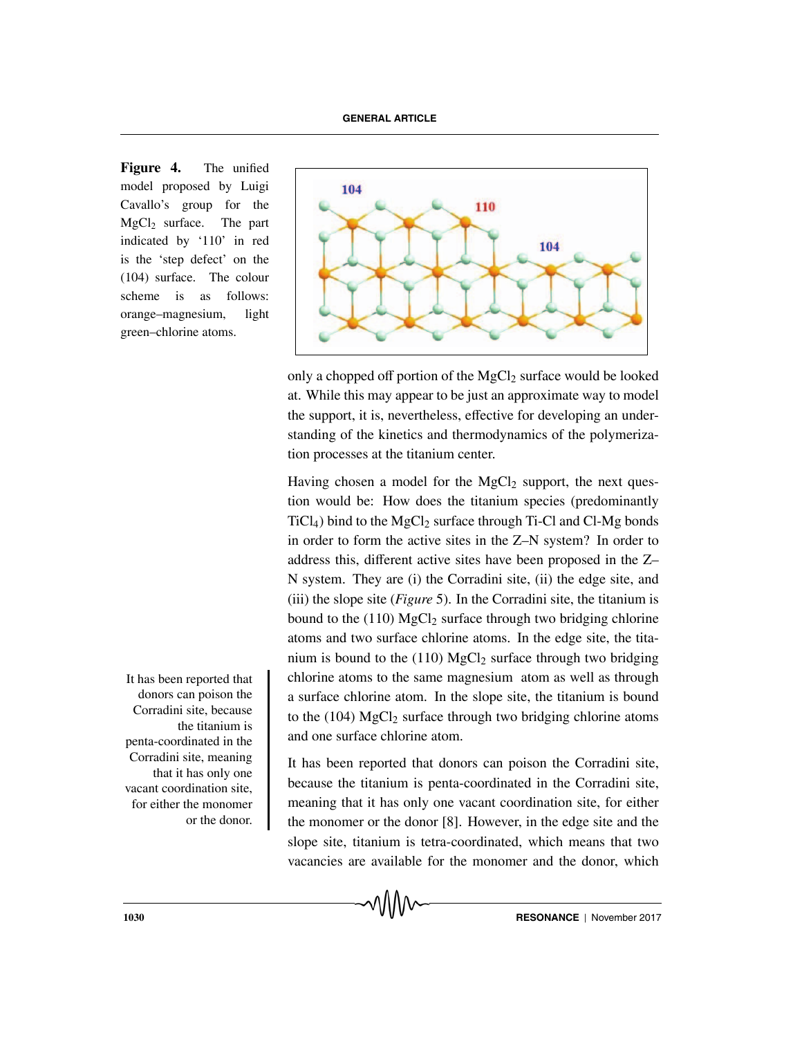**Figure 4.** The unified model proposed by Luigi Cavallo's group for the $MgCl_2$ surface. The part indicated by '110' in red is the 'step defect' on the (104) surface. The colour scheme is as follows: orange–magnesium, light green–chlorine atoms.

only a chopped off portion of the $MgCl_2$ surface would be looked at. While this may appear to be just an approximate way to model the support, it is, nevertheless, effective for developing an understanding of the kinetics and thermodynamics of the polymerization processes at the titanium center.

Having chosen a model for the $MgCl_2$ support, the next question would be: How does the titanium species (predominantly $TiCl_4$) bind to the $MgCl_2$ surface through Ti-Cl and Cl-Mg bonds in order to form the active sites in the Z–N system? In order to address this, different active sites have been proposed in the Z–N system. They are (i) the Corradini site, (ii) the edge site, and (iii) the slope site (*Figure* 5). In the Corradini site, the titanium is bound to the (110) $MgCl_2$ surface through two bridging chlorine atoms and two surface chlorine atoms. In the edge site, the titanium is bound to the (110) $MgCl_2$ surface through two bridging chlorine atoms to the same magnesium atom as well as through a surface chlorine atom. In the slope site, the titanium is bound to the (104) $MgCl_2$ surface through two bridging chlorine atoms and one surface chlorine atom.

It has been reported that donors can poison the Corradini site, because the titanium is penta-coordinated in the Corradini site, meaning that it has only one vacant coordination site, for either the monomer or the donor [8]. However, in the edge site and the slope site, titanium is tetra-coordinated, which means that two vacancies are available for the monomer and the donor, which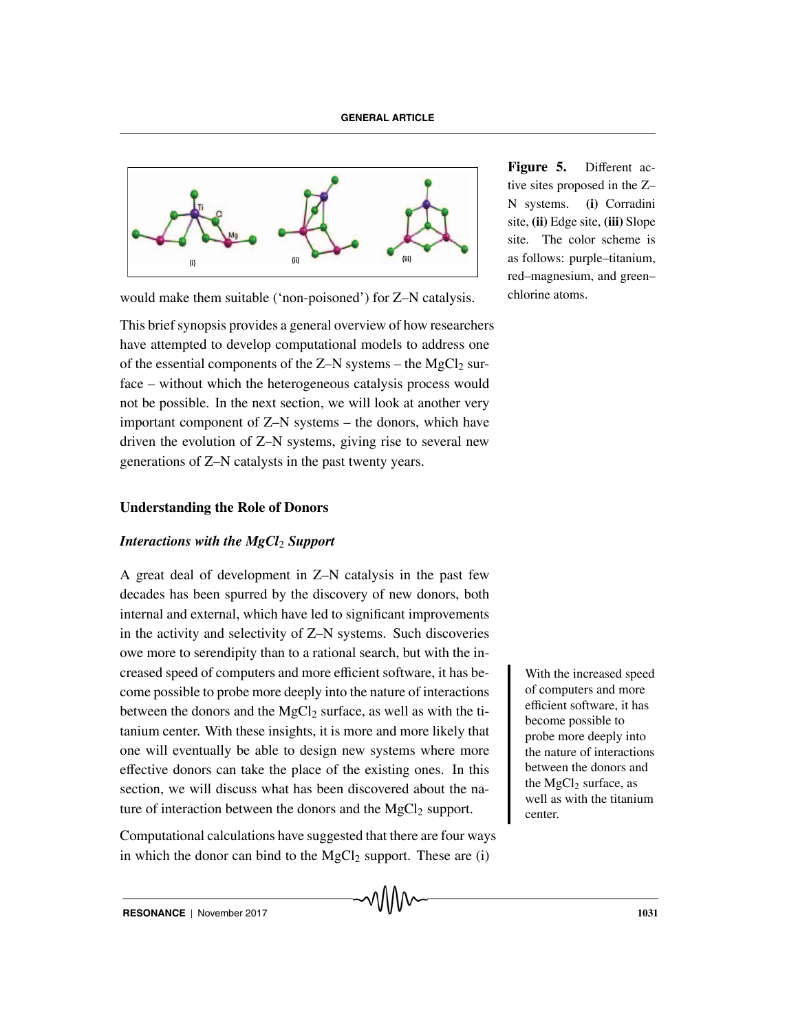Figure 5. Different active sites proposed in the Z–N systems. **(i)** Corradini site, **(ii)** Edge site, **(iii)** Slope site. The color scheme is as follows: purple–titanium, red–magnesium, and green–chlorine atoms.

would make them suitable ('non-poisoned') for Z–N catalysis.

This brief synopsis provides a general overview of how researchers have attempted to develop computational models to address one of the essential components of the Z–N systems – the $MgCl_2$ surface – without which the heterogeneous catalysis process would not be possible. In the next section, we will look at another very important component of Z–N systems – the donors, which have driven the evolution of Z–N systems, giving rise to several new generations of Z–N catalysts in the past twenty years.

## Understanding the Role of Donors

### *Interactions with the $MgCl_2$ Support*

A great deal of development in Z–N catalysis in the past few decades has been spurred by the discovery of new donors, both internal and external, which have led to significant improvements in the activity and selectivity of Z–N systems. Such discoveries owe more to serendipity than to a rational search, but with the increased speed of computers and more efficient software, it has become possible to probe more deeply into the nature of interactions between the donors and the $MgCl_2$ surface, as well as with the titanium center. With these insights, it is more and more likely that one will eventually be able to design new systems where more effective donors can take the place of the existing ones. In this section, we will discuss what has been discovered about the nature of interaction between the donors and the $MgCl_2$ support.

With the increased speed of computers and more efficient software, it has become possible to probe more deeply into the nature of interactions between the donors and the $MgCl_2$ surface, as well as with the titanium center.

Computational calculations have suggested that there are four ways in which the donor can bind to the $MgCl_2$ support. These are (i)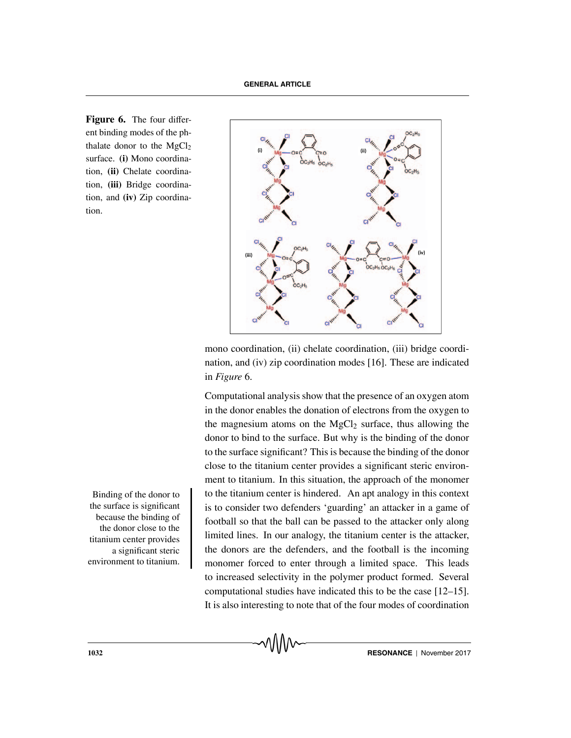**Figure 6.** The four different binding modes of the phthalate donor to the $MgCl_2$ surface. **(i)** Mono coordination, **(ii)** Chelate coordination, **(iii)** Bridge coordination, and **(iv)** Zip coordination.

mono coordination, (ii) chelate coordination, (iii) bridge coordination, and (iv) zip coordination modes [16]. These are indicated in *Figure* 6.

Computational analysis show that the presence of an oxygen atom in the donor enables the donation of electrons from the oxygen to the magnesium atoms on the $MgCl_2$ surface, thus allowing the donor to bind to the surface. But why is the binding of the donor to the surface significant? This is because the binding of the donor close to the titanium center provides a significant steric environment to titanium. In this situation, the approach of the monomer to the titanium center is hindered. An apt analogy in this context is to consider two defenders 'guarding' an attacker in a game of football so that the ball can be passed to the attacker only along limited lines. In our analogy, the titanium center is the attacker, the donors are the defenders, and the football is the incoming monomer forced to enter through a limited space. This leads to increased selectivity in the polymer product formed. Several computational studies have indicated this to be the case [12–15]. It is also interesting to note that of the four modes of coordination

Binding of the donor to the surface is significant because the binding of the donor close to the titanium center provides a significant steric environment to titanium.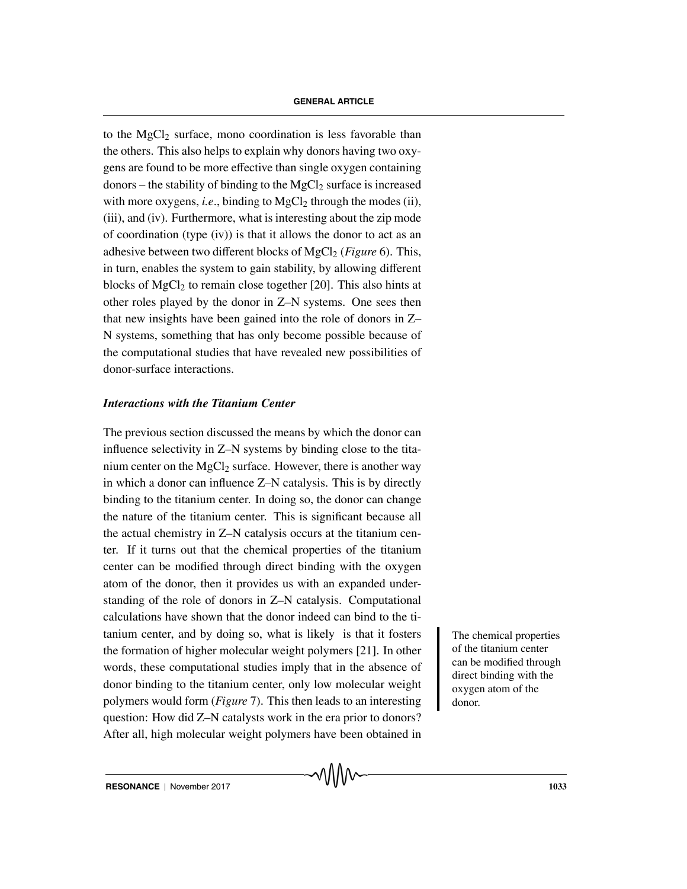to the $MgCl_2$ surface, mono coordination is less favorable than the others. This also helps to explain why donors having two oxygens are found to be more effective than single oxygen containing donors – the stability of binding to the $MgCl_2$ surface is increased with more oxygens, *i.e*., binding to $MgCl_2$ through the modes (ii), (iii), and (iv). Furthermore, what is interesting about the zip mode of coordination (type (iv)) is that it allows the donor to act as an adhesive between two different blocks of $MgCl_2$ (*Figure* 6). This, in turn, enables the system to gain stability, by allowing different blocks of $MgCl_2$ to remain close together [20]. This also hints at other roles played by the donor in Z–N systems. One sees then that new insights have been gained into the role of donors in Z–N systems, something that has only become possible because of the computational studies that have revealed new possibilities of donor-surface interactions.

### *Interactions with the Titanium Center*

The previous section discussed the means by which the donor can influence selectivity in Z–N systems by binding close to the titanium center on the $MgCl_2$ surface. However, there is another way in which a donor can influence Z–N catalysis. This is by directly binding to the titanium center. In doing so, the donor can change the nature of the titanium center. This is significant because all the actual chemistry in Z–N catalysis occurs at the titanium center. If it turns out that the chemical properties of the titanium center can be modified through direct binding with the oxygen atom of the donor, then it provides us with an expanded understanding of the role of donors in Z–N catalysis. Computational calculations have shown that the donor indeed can bind to the titanium center, and by doing so, what is likely is that it fosters the formation of higher molecular weight polymers [21]. In other words, these computational studies imply that in the absence of donor binding to the titanium center, only low molecular weight polymers would form (*Figure* 7). This then leads to an interesting question: How did Z–N catalysts work in the era prior to donors? After all, high molecular weight polymers have been obtained in

> The chemical properties of the titanium center can be modified through direct binding with the oxygen atom of the donor.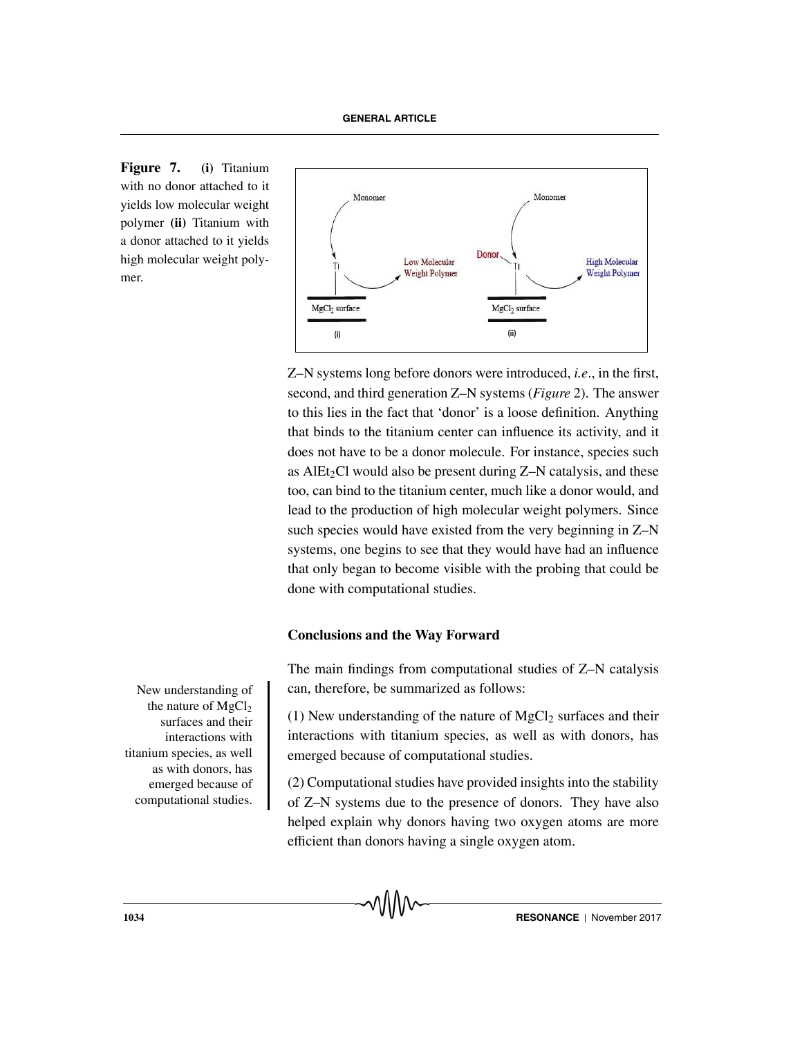**Figure 7.** **(i)** Titanium with no donor attached to it yields low molecular weight polymer **(ii)** Titanium with a donor attached to it yields high molecular weight polymer.

Z–N systems long before donors were introduced, *i.e*., in the first, second, and third generation Z–N systems (*Figure* 2). The answer to this lies in the fact that 'donor' is a loose definition. Anything that binds to the titanium center can influence its activity, and it does not have to be a donor molecule. For instance, species such as $AlEt_2Cl$ would also be present during Z–N catalysis, and these too, can bind to the titanium center, much like a donor would, and lead to the production of high molecular weight polymers. Since such species would have existed from the very beginning in Z–N systems, one begins to see that they would have had an influence that only began to become visible with the probing that could be done with computational studies.

## Conclusions and the Way Forward

The main findings from computational studies of Z–N catalysis can, therefore, be summarized as follows:

New understanding of the nature of $MgCl_2$ surfaces and their interactions with titanium species, as well as with donors, has emerged because of computational studies.

(1) New understanding of the nature of $MgCl_2$ surfaces and their interactions with titanium species, as well as with donors, has emerged because of computational studies.

(2) Computational studies have provided insights into the stability of Z–N systems due to the presence of donors. They have also helped explain why donors having two oxygen atoms are more efficient than donors having a single oxygen atom.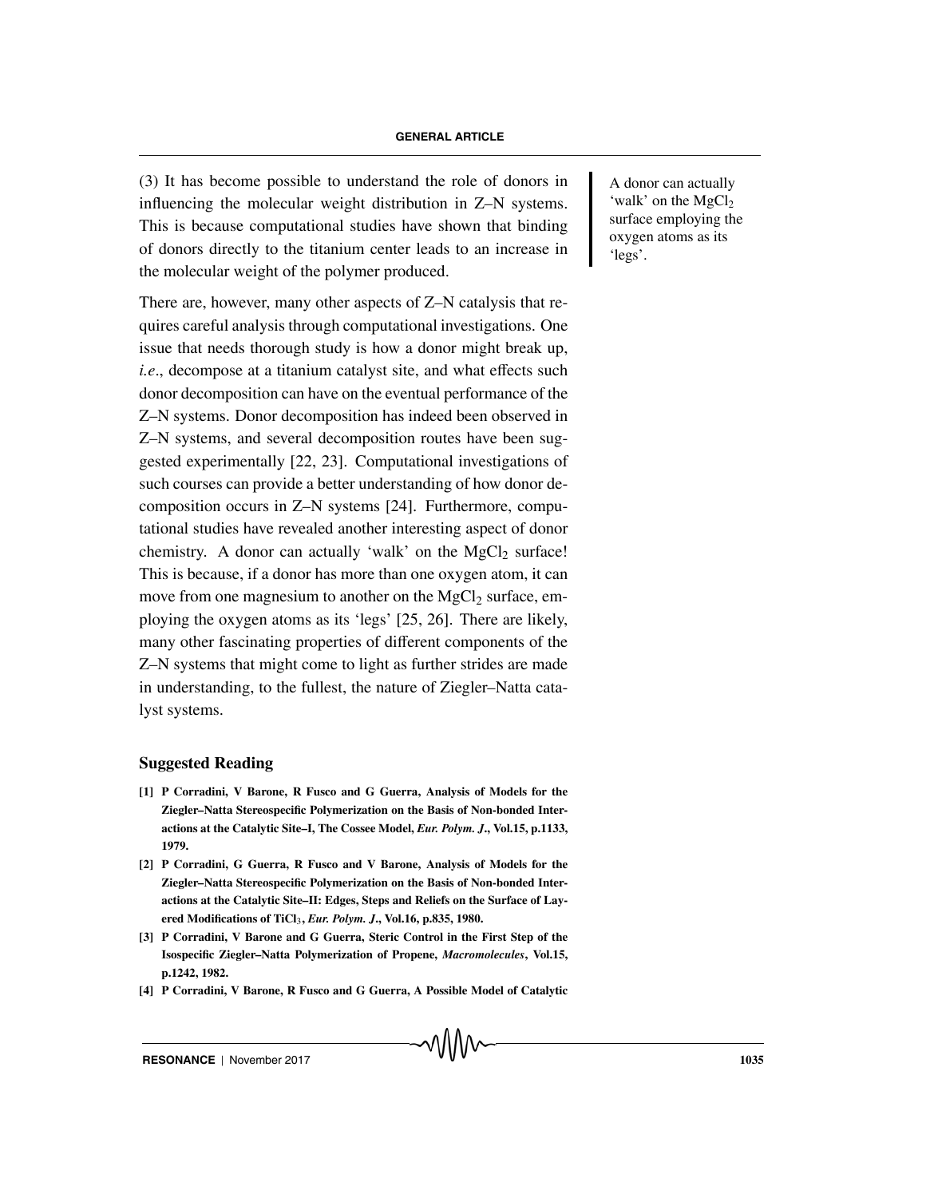(3) It has become possible to understand the role of donors in influencing the molecular weight distribution in Z–N systems. This is because computational studies have shown that binding of donors directly to the titanium center leads to an increase in the molecular weight of the polymer produced.

There are, however, many other aspects of Z–N catalysis that requires careful analysis through computational investigations. One issue that needs thorough study is how a donor might break up, *i.e.*, decompose at a titanium catalyst site, and what effects such donor decomposition can have on the eventual performance of the Z–N systems. Donor decomposition has indeed been observed in Z–N systems, and several decomposition routes have been suggested experimentally [22, 23]. Computational investigations of such courses can provide a better understanding of how donor decomposition occurs in Z–N systems [24]. Furthermore, computational studies have revealed another interesting aspect of donor chemistry. A donor can actually 'walk' on the $MgCl_2$ surface! This is because, if a donor has more than one oxygen atom, it can move from one magnesium to another on the $MgCl_2$ surface, employing the oxygen atoms as its 'legs' [25, 26]. There are likely, many other fascinating properties of different components of the Z–N systems that might come to light as further strides are made in understanding, to the fullest, the nature of Ziegler–Natta catalyst systems.

A donor can actually 'walk' on the $MgCl_2$ surface employing the oxygen atoms as its 'legs'.

## Suggested Reading

**[1] P Corradini, V Barone, R Fusco and G Guerra, Analysis of Models for the Ziegler–Natta Stereospecific Polymerization on the Basis of Non-bonded Interactions at the Catalytic Site–I, The Cossee Model, *Eur. Polym. J*., Vol.15, p.1133, 1979.**

**[2] P Corradini, G Guerra, R Fusco and V Barone, Analysis of Models for the Ziegler–Natta Stereospecific Polymerization on the Basis of Non-bonded Interactions at the Catalytic Site–II: Edges, Steps and Reliefs on the Surface of Layered Modifications of $TiCl_3$, *Eur. Polym. J*., Vol.16, p.835, 1980.**

**[3] P Corradini, V Barone and G Guerra, Steric Control in the First Step of the Isospecific Ziegler–Natta Polymerization of Propene, *Macromolecules*, Vol.15, p.1242, 1982.**

**[4] P Corradini, V Barone, R Fusco and G Guerra, A Possible Model of Catalytic**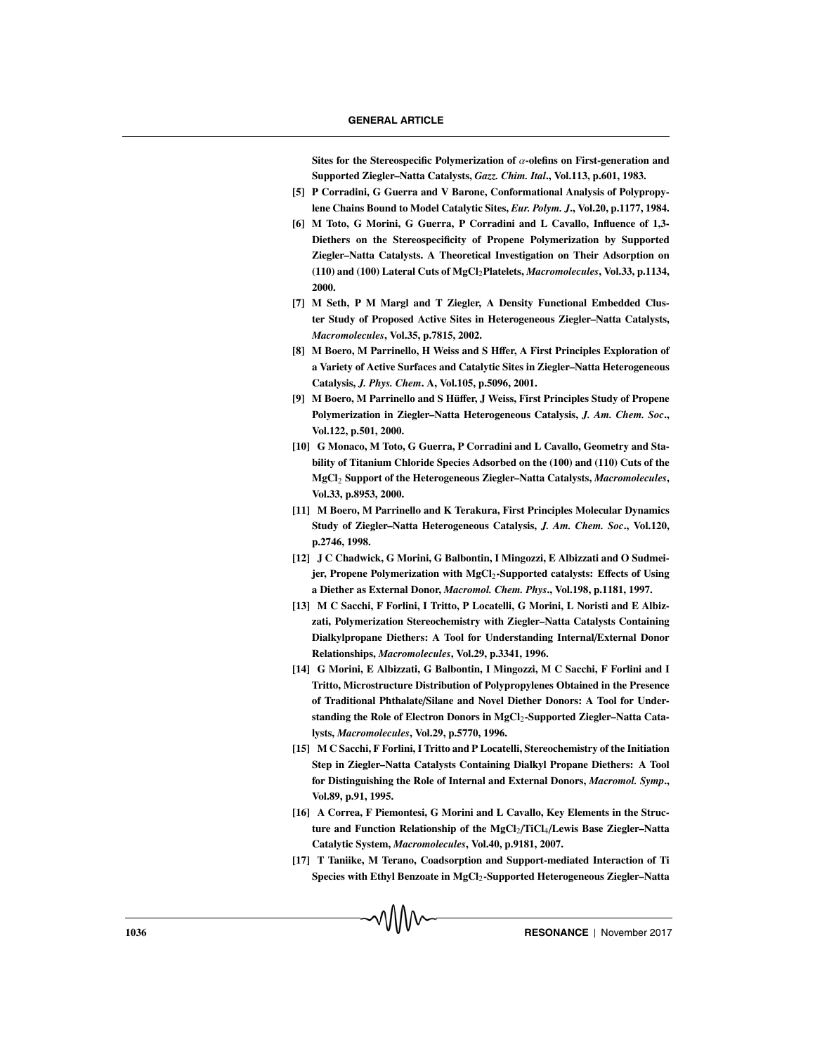Sites for the Stereospecific Polymerization of $\alpha$-olefins on First-generation and Supported Ziegler–Natta Catalysts, *Gazz. Chim. Ital.*, Vol.113, p.601, 1983.

[5] P Corradini, G Guerra and V Barone, Conformational Analysis of Polypropylene Chains Bound to Model Catalytic Sites, *Eur. Polym. J.*, Vol.20, p.1177, 1984.

[6] M Toto, G Morini, G Guerra, P Corradini and L Cavallo, Influence of 1,3-Diethers on the Stereospecificity of Propene Polymerization by Supported Ziegler–Natta Catalysts. A Theoretical Investigation on Their Adsorption on (110) and (100) Lateral Cuts of $MgCl_2$ Platelets, *Macromolecules*, Vol.33, p.1134, 2000.

[7] M Seth, P M Margl and T Ziegler, A Density Functional Embedded Cluster Study of Proposed Active Sites in Heterogeneous Ziegler–Natta Catalysts, *Macromolecules*, Vol.35, p.7815, 2002.

[8] M Boero, M Parrinello, H Weiss and S Hffer, A First Principles Exploration of a Variety of Active Surfaces and Catalytic Sites in Ziegler–Natta Heterogeneous Catalysis, *J. Phys. Chem.* A, Vol.105, p.5096, 2001.

[9] M Boero, M Parrinello and S Hüffer, J Weiss, First Principles Study of Propene Polymerization in Ziegler–Natta Heterogeneous Catalysis, *J. Am. Chem. Soc.*, Vol.122, p.501, 2000.

[10] G Monaco, M Toto, G Guerra, P Corradini and L Cavallo, Geometry and Stability of Titanium Chloride Species Adsorbed on the (100) and (110) Cuts of the $MgCl_2$ Support of the Heterogeneous Ziegler–Natta Catalysts, *Macromolecules*, Vol.33, p.8953, 2000.

[11] M Boero, M Parrinello and K Terakura, First Principles Molecular Dynamics Study of Ziegler–Natta Heterogeneous Catalysis, *J. Am. Chem. Soc.*, Vol.120, p.2746, 1998.

[12] J C Chadwick, G Morini, G Balbontin, I Mingozzi, E Albizzati and O Sudmeijer, Propene Polymerization with $MgCl_2$-Supported catalysts: Effects of Using a Diether as External Donor, *Macromol. Chem. Phys.*, Vol.198, p.1181, 1997.

[13] M C Sacchi, F Forlini, I Tritto, P Locatelli, G Morini, L Noristi and E Albizzati, Polymerization Stereochemistry with Ziegler–Natta Catalysts Containing Dialkylpropane Diethers: A Tool for Understanding Internal/External Donor Relationships, *Macromolecules*, Vol.29, p.3341, 1996.

[14] G Morini, E Albizzati, G Balbontin, I Mingozzi, M C Sacchi, F Forlini and I Tritto, Microstructure Distribution of Polypropylenes Obtained in the Presence of Traditional Phthalate/Silane and Novel Diether Donors: A Tool for Understanding the Role of Electron Donors in $MgCl_2$-Supported Ziegler–Natta Catalysts, *Macromolecules*, Vol.29, p.5770, 1996.

[15] M C Sacchi, F Forlini, I Tritto and P Locatelli, Stereochemistry of the Initiation Step in Ziegler–Natta Catalysts Containing Dialkyl Propane Diethers: A Tool for Distinguishing the Role of Internal and External Donors, *Macromol. Symp.*, Vol.89, p.91, 1995.

[16] A Correa, F Piemontesi, G Morini and L Cavallo, Key Elements in the Structure and Function Relationship of the $MgCl_2$/$TiCl_4$/Lewis Base Ziegler–Natta Catalytic System, *Macromolecules*, Vol.40, p.9181, 2007.

[17] T Taniike, M Terano, Coadsorption and Support-mediated Interaction of Ti Species with Ethyl Benzoate in $MgCl_2$-Supported Heterogeneous Ziegler–Natta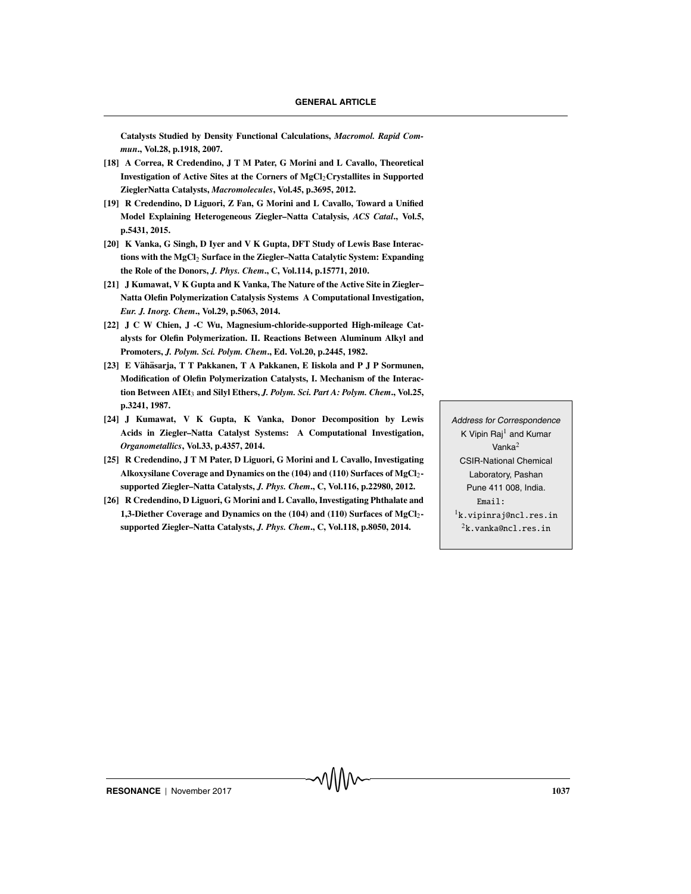**Catalysts Studied by Density Functional Calculations, *Macromol. Rapid Commun*., Vol.28, p.1918, 2007.**

**[18] A Correa, R Credendino, J T M Pater, G Morini and L Cavallo, Theoretical Investigation of Active Sites at the Corners of $MgCl_2$Crystallites in Supported ZieglerNatta Catalysts, *Macromolecules*, Vol.45, p.3695, 2012.**

**[19] R Credendino, D Liguori, Z Fan, G Morini and L Cavallo, Toward a Unified Model Explaining Heterogeneous Ziegler–Natta Catalysis, *ACS Catal*., Vol.5, p.5431, 2015.**

**[20] K Vanka, G Singh, D Iyer and V K Gupta, DFT Study of Lewis Base Interactions with the $MgCl_2$ Surface in the Ziegler–Natta Catalytic System: Expanding the Role of the Donors, *J. Phys. Chem*., C, Vol.114, p.15771, 2010.**

**[21] J Kumawat, V K Gupta and K Vanka, The Nature of the Active Site in Ziegler–Natta Olefin Polymerization Catalysis Systems A Computational Investigation, *Eur. J. Inorg. Chem*., Vol.29, p.5063, 2014.**

**[22] J C W Chien, J -C Wu, Magnesium-chloride-supported High-mileage Catalysts for Olefin Polymerization. II. Reactions Between Aluminum Alkyl and Promoters, *J. Polym. Sci. Polym. Chem*., Ed. Vol.20, p.2445, 1982.**

**[23] E Vähäsarja, T T Pakkanen, T A Pakkanen, E Iiskola and P J P Sormunen, Modification of Olefin Polymerization Catalysts, I. Mechanism of the Interaction Between $AlEt_3$ and Silyl Ethers, *J. Polym. Sci. Part A: Polym. Chem*., Vol.25, p.3241, 1987.**

**[24] J Kumawat, V K Gupta, K Vanka, Donor Decomposition by Lewis Acids in Ziegler–Natta Catalyst Systems: A Computational Investigation, *Organometallics*, Vol.33, p.4357, 2014.**

**[25] R Credendino, J T M Pater, D Liguori, G Morini and L Cavallo, Investigating Alkoxysilane Coverage and Dynamics on the (104) and (110) Surfaces of $MgCl_2$-supported Ziegler–Natta Catalysts, *J. Phys. Chem*., C, Vol.116, p.22980, 2012.**

**[26] R Credendino, D Liguori, G Morini and L Cavallo, Investigating Phthalate and 1,3-Diether Coverage and Dynamics on the (104) and (110) Surfaces of $MgCl_2$-supported Ziegler–Natta Catalysts, *J. Phys. Chem*., C, Vol.118, p.8050, 2014.**

*Address for Correspondence*
K Vipin Raj[1] and Kumar Vanka[2]
CSIR-National Chemical Laboratory, Pashan
Pune 411 008, India.
Email:
[1]k.vipinraj@ncl.res.in
[2]k.vanka@ncl.res.in